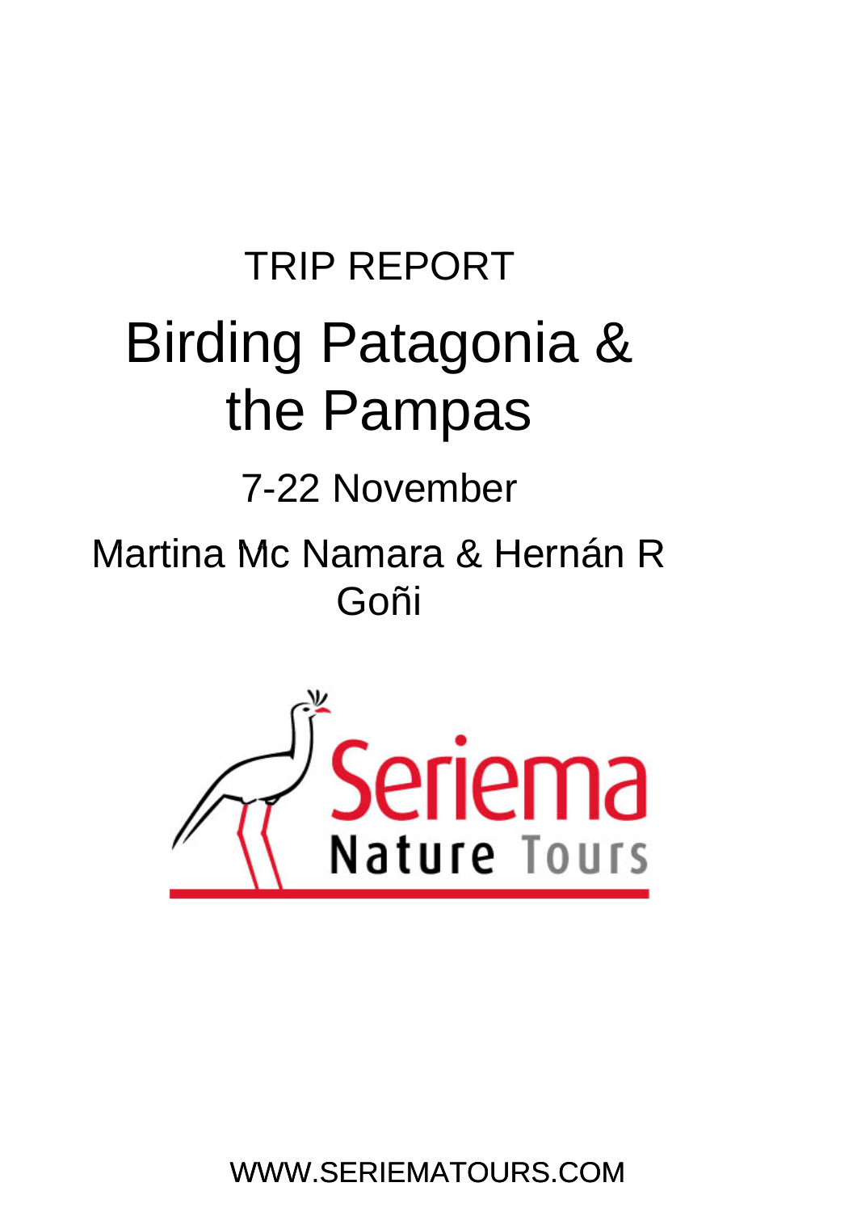TRIP REPORT

# Birding Patagonia & the Pampas

7-22 November

Martina Mc Namara & Hernán R Goñi

Seriema Nature Tours

WWW.SERIEMATOURS.COM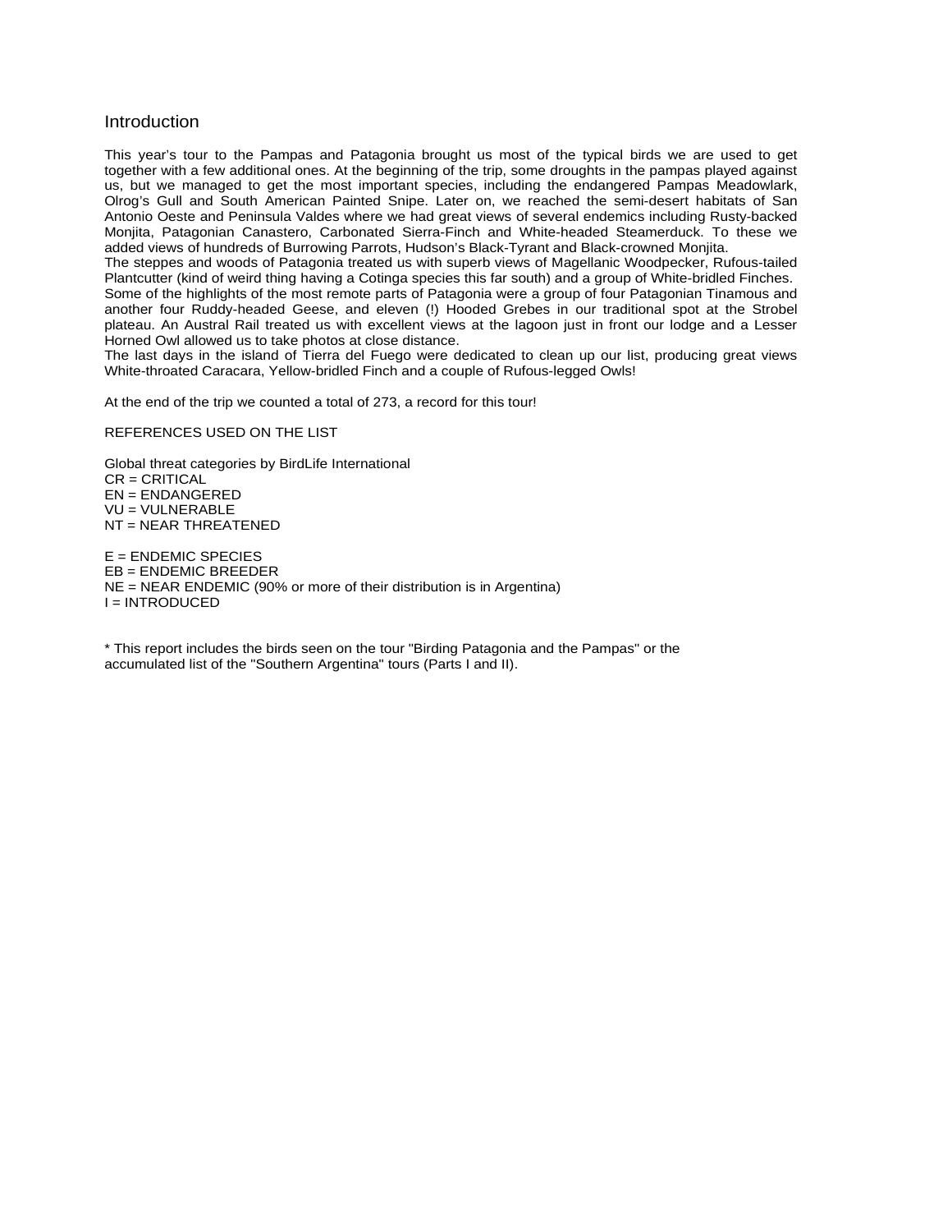## Introduction

This year's tour to the Pampas and Patagonia brought us most of the typical birds we are used to get together with a few additional ones. At the beginning of the trip, some droughts in the pampas played against us, but we managed to get the most important species, including the endangered Pampas Meadowlark, Olrog's Gull and South American Painted Snipe. Later on, we reached the semi-desert habitats of San Antonio Oeste and Peninsula Valdes where we had great views of several endemics including Rusty-backed Monjita, Patagonian Canastero, Carbonated Sierra-Finch and White-headed Steamerduck. To these we added views of hundreds of Burrowing Parrots, Hudson's Black-Tyrant and Black-crowned Monjita.
The steppes and woods of Patagonia treated us with superb views of Magellanic Woodpecker, Rufous-tailed Plantcutter (kind of weird thing having a Cotinga species this far south) and a group of White-bridled Finches.
Some of the highlights of the most remote parts of Patagonia were a group of four Patagonian Tinamous and another four Ruddy-headed Geese, and eleven (!) Hooded Grebes in our traditional spot at the Strobel plateau. An Austral Rail treated us with excellent views at the lagoon just in front our lodge and a Lesser Horned Owl allowed us to take photos at close distance.
The last days in the island of Tierra del Fuego were dedicated to clean up our list, producing great views White-throated Caracara, Yellow-bridled Finch and a couple of Rufous-legged Owls!

At the end of the trip we counted a total of 273, a record for this tour!

REFERENCES USED ON THE LIST

Global threat categories by BirdLife International
CR = CRITICAL
EN = ENDANGERED
VU = VULNERABLE
NT = NEAR THREATENED

E = ENDEMIC SPECIES
EB = ENDEMIC BREEDER
NE = NEAR ENDEMIC (90% or more of their distribution is in Argentina)
I = INTRODUCED

* This report includes the birds seen on the tour "Birding Patagonia and the Pampas" or the accumulated list of the "Southern Argentina" tours (Parts I and II).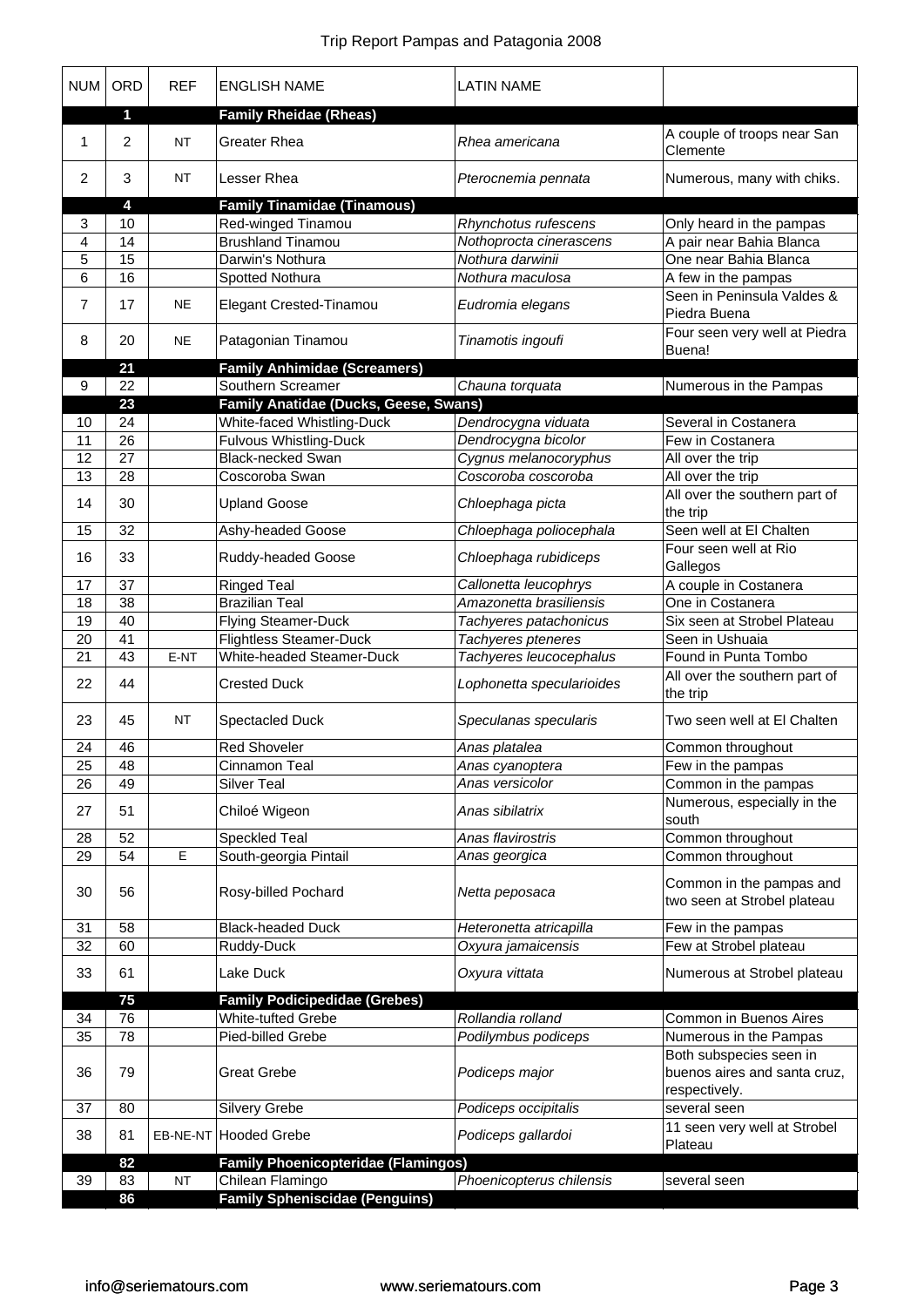| NUM | ORD | REF | ENGLISH NAME | LATIN NAME | |
|---|---|---|---|---|---|
| | **1** | | **Family Rheidae (Rheas)** | | |
| 1 | 2 | NT | Greater Rhea | *Rhea americana* | A couple of troops near San Clemente |
| 2 | 3 | NT | Lesser Rhea | *Pterocnemia pennata* | Numerous, many with chiks. |
| | **4** | | **Family Tinamidae (Tinamous)** | | |
| 3 | 10 | | Red-winged Tinamou | *Rhynchotus rufescens* | Only heard in the pampas |
| 4 | 14 | | Brushland Tinamou | *Nothoprocta cinerascens* | A pair near Bahia Blanca |
| 5 | 15 | | Darwin's Nothura | *Nothura darwinii* | One near Bahia Blanca |
| 6 | 16 | | Spotted Nothura | *Nothura maculosa* | A few in the pampas |
| 7 | 17 | NE | Elegant Crested-Tinamou | *Eudromia elegans* | Seen in Peninsula Valdes & Piedra Buena |
| 8 | 20 | NE | Patagonian Tinamou | *Tinamotis ingoufi* | Four seen very well at Piedra Buena! |
| | **21** | | **Family Anhimidae (Screamers)** | | |
| 9 | 22 | | Southern Screamer | *Chauna torquata* | Numerous in the Pampas |
| | **23** | | **Family Anatidae (Ducks, Geese, Swans)** | | |
| 10 | 24 | | White-faced Whistling-Duck | *Dendrocygna viduata* | Several in Costanera |
| 11 | 26 | | Fulvous Whistling-Duck | *Dendrocygna bicolor* | Few in Costanera |
| 12 | 27 | | Black-necked Swan | *Cygnus melanocoryphus* | All over the trip |
| 13 | 28 | | Coscoroba Swan | *Coscoroba coscoroba* | All over the trip |
| 14 | 30 | | Upland Goose | *Chloephaga picta* | All over the southern part of the trip |
| 15 | 32 | | Ashy-headed Goose | *Chloephaga poliocephala* | Seen well at El Chalten |
| 16 | 33 | | Ruddy-headed Goose | *Chloephaga rubidiceps* | Four seen well at Rio Gallegos |
| 17 | 37 | | Ringed Teal | *Callonetta leucophrys* | A couple in Costanera |
| 18 | 38 | | Brazilian Teal | *Amazonetta brasiliensis* | One in Costanera |
| 19 | 40 | | Flying Steamer-Duck | *Tachyeres patachonicus* | Six seen at Strobel Plateau |
| 20 | 41 | | Flightless Steamer-Duck | *Tachyeres pteneres* | Seen in Ushuaia |
| 21 | 43 | E-NT | White-headed Steamer-Duck | *Tachyeres leucocephalus* | Found in Punta Tombo |
| 22 | 44 | | Crested Duck | *Lophonetta specularioides* | All over the southern part of the trip |
| 23 | 45 | NT | Spectacled Duck | *Speculanas specularis* | Two seen well at El Chalten |
| 24 | 46 | | Red Shoveler | *Anas platalea* | Common throughout |
| 25 | 48 | | Cinnamon Teal | *Anas cyanoptera* | Few in the pampas |
| 26 | 49 | | Silver Teal | *Anas versicolor* | Common in the pampas |
| 27 | 51 | | Chiloé Wigeon | *Anas sibilatrix* | Numerous, especially in the south |
| 28 | 52 | | Speckled Teal | *Anas flavirostris* | Common throughout |
| 29 | 54 | E | South-georgia Pintail | *Anas georgica* | Common throughout |
| 30 | 56 | | Rosy-billed Pochard | *Netta peposaca* | Common in the pampas and two seen at Strobel plateau |
| 31 | 58 | | Black-headed Duck | *Heteronetta atricapilla* | Few in the pampas |
| 32 | 60 | | Ruddy-Duck | *Oxyura jamaicensis* | Few at Strobel plateau |
| 33 | 61 | | Lake Duck | *Oxyura vittata* | Numerous at Strobel plateau |
| | **75** | | **Family Podicipedidae (Grebes)** | | |
| 34 | 76 | | White-tufted Grebe | *Rollandia rolland* | Common in Buenos Aires |
| 35 | 78 | | Pied-billed Grebe | *Podilymbus podiceps* | Numerous in the Pampas |
| 36 | 79 | | Great Grebe | *Podiceps major* | Both subspecies seen in buenos aires and santa cruz, respectively. |
| 37 | 80 | | Silvery Grebe | *Podiceps occipitalis* | several seen |
| 38 | 81 | EB-NE-NT | Hooded Grebe | *Podiceps gallardoi* | 11 seen very well at Strobel Plateau |
| | **82** | | **Family Phoenicopteridae (Flamingos)** | | |
| 39 | 83 | NT | Chilean Flamingo | *Phoenicopterus chilensis* | several seen |
| | **86** | | **Family Spheniscidae (Penguins)** | | |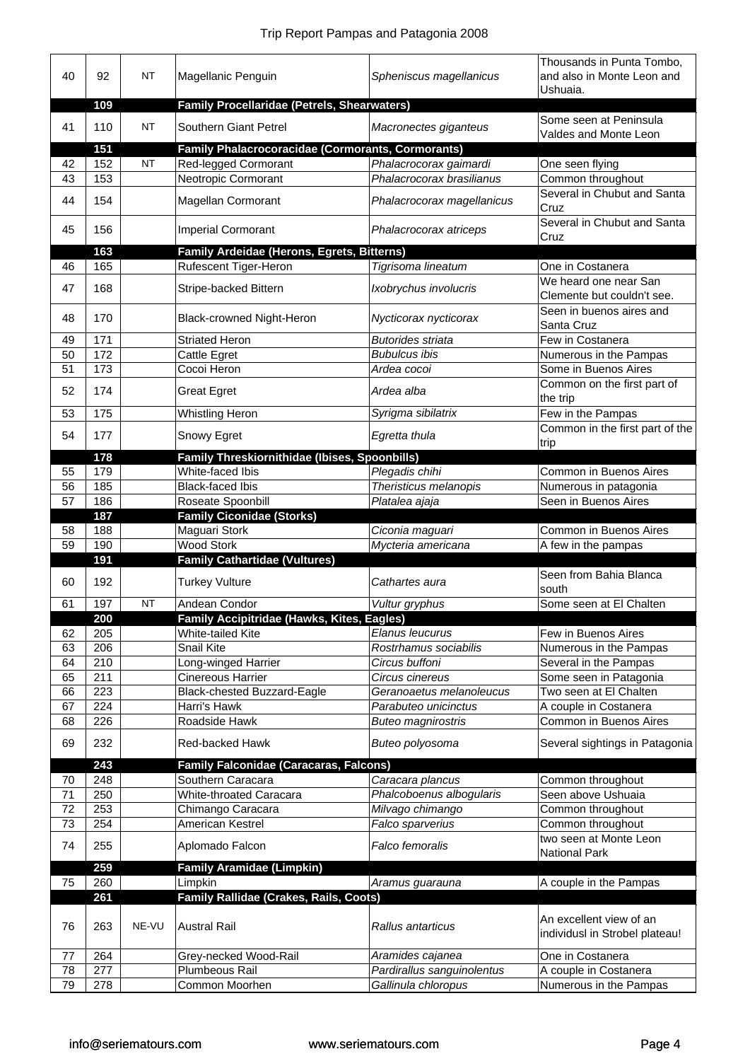| | | | | | |
|---|---|---|---|---|---|
| 40 | 92 | NT | Magellanic Penguin | *Spheniscus magellanicus* | Thousands in Punta Tombo, and also in Monte Leon and Ushuaia. |
| | **109** | | **Family Procellaridae (Petrels, Shearwaters)** | | |
| 41 | 110 | NT | Southern Giant Petrel | *Macronectes giganteus* | Some seen at Peninsula Valdes and Monte Leon |
| | **151** | | **Family Phalacrocoracidae (Cormorants, Cormorants)** | | |
| 42 | 152 | NT | Red-legged Cormorant | *Phalacrocorax gaimardi* | One seen flying |
| 43 | 153 | | Neotropic Cormorant | *Phalacrocorax brasilianus* | Common throughout |
| 44 | 154 | | Magellan Cormorant | *Phalacrocorax magellanicus* | Several in Chubut and Santa Cruz |
| 45 | 156 | | Imperial Cormorant | *Phalacrocorax atriceps* | Several in Chubut and Santa Cruz |
| | **163** | | **Family Ardeidae (Herons, Egrets, Bitterns)** | | |
| 46 | 165 | | Rufescent Tiger-Heron | *Tigrisoma lineatum* | One in Costanera |
| 47 | 168 | | Stripe-backed Bittern | *Ixobrychus involucris* | We heard one near San Clemente but couldn't see. |
| 48 | 170 | | Black-crowned Night-Heron | *Nycticorax nycticorax* | Seen in buenos aires and Santa Cruz |
| 49 | 171 | | Striated Heron | *Butorides striata* | Few in Costanera |
| 50 | 172 | | Cattle Egret | *Bubulcus ibis* | Numerous in the Pampas |
| 51 | 173 | | Cocoi Heron | *Ardea cocoi* | Some in Buenos Aires |
| 52 | 174 | | Great Egret | *Ardea alba* | Common on the first part of the trip |
| 53 | 175 | | Whistling Heron | *Syrigma sibilatrix* | Few in the Pampas |
| 54 | 177 | | Snowy Egret | *Egretta thula* | Common in the first part of the trip |
| | **178** | | **Family Threskiornithidae (Ibises, Spoonbills)** | | |
| 55 | 179 | | White-faced Ibis | *Plegadis chihi* | Common in Buenos Aires |
| 56 | 185 | | Black-faced Ibis | *Theristicus melanopis* | Numerous in patagonia |
| 57 | 186 | | Roseate Spoonbill | *Platalea ajaja* | Seen in Buenos Aires |
| | **187** | | **Family Ciconidae (Storks)** | | |
| 58 | 188 | | Maguari Stork | *Ciconia maguari* | Common in Buenos Aires |
| 59 | 190 | | Wood Stork | *Mycteria americana* | A few in the pampas |
| | **191** | | **Family Cathartidae (Vultures)** | | |
| 60 | 192 | | Turkey Vulture | *Cathartes aura* | Seen from Bahia Blanca south |
| 61 | 197 | NT | Andean Condor | *Vultur gryphus* | Some seen at El Chalten |
| | **200** | | **Family Accipitridae (Hawks, Kites, Eagles)** | | |
| 62 | 205 | | White-tailed Kite | *Elanus leucurus* | Few in Buenos Aires |
| 63 | 206 | | Snail Kite | *Rostrhamus sociabilis* | Numerous in the Pampas |
| 64 | 210 | | Long-winged Harrier | *Circus buffoni* | Several in the Pampas |
| 65 | 211 | | Cinereous Harrier | *Circus cinereus* | Some seen in Patagonia |
| 66 | 223 | | Black-chested Buzzard-Eagle | *Geranoaetus melanoleucus* | Two seen at El Chalten |
| 67 | 224 | | Harri's Hawk | *Parabuteo unicinctus* | A couple in Costanera |
| 68 | 226 | | Roadside Hawk | *Buteo magnirostris* | Common in Buenos Aires |
| 69 | 232 | | Red-backed Hawk | *Buteo polyosoma* | Several sightings in Patagonia |
| | **243** | | **Family Falconidae (Caracaras, Falcons)** | | |
| 70 | 248 | | Southern Caracara | *Caracara plancus* | Common throughout |
| 71 | 250 | | White-throated Caracara | *Phalcoboenus albogularis* | Seen above Ushuaia |
| 72 | 253 | | Chimango Caracara | *Milvago chimango* | Common throughout |
| 73 | 254 | | American Kestrel | *Falco sparverius* | Common throughout |
| 74 | 255 | | Aplomado Falcon | *Falco femoralis* | two seen at Monte Leon National Park |
| | **259** | | **Family Aramidae (Limpkin)** | | |
| 75 | 260 | | Limpkin | *Aramus guarauna* | A couple in the Pampas |
| | **261** | | **Family Rallidae (Crakes, Rails, Coots)** | | |
| 76 | 263 | NE-VU | Austral Rail | *Rallus antarcticus* | An excellent view of an individusl in Strobel plateau! |
| 77 | 264 | | Grey-necked Wood-Rail | *Aramides cajanea* | One in Costanera |
| 78 | 277 | | Plumbeous Rail | *Pardirallus sanguinolentus* | A couple in Costanera |
| 79 | 278 | | Common Moorhen | *Gallinula chloropus* | Numerous in the Pampas |

info@seriematours.com www.seriematours.com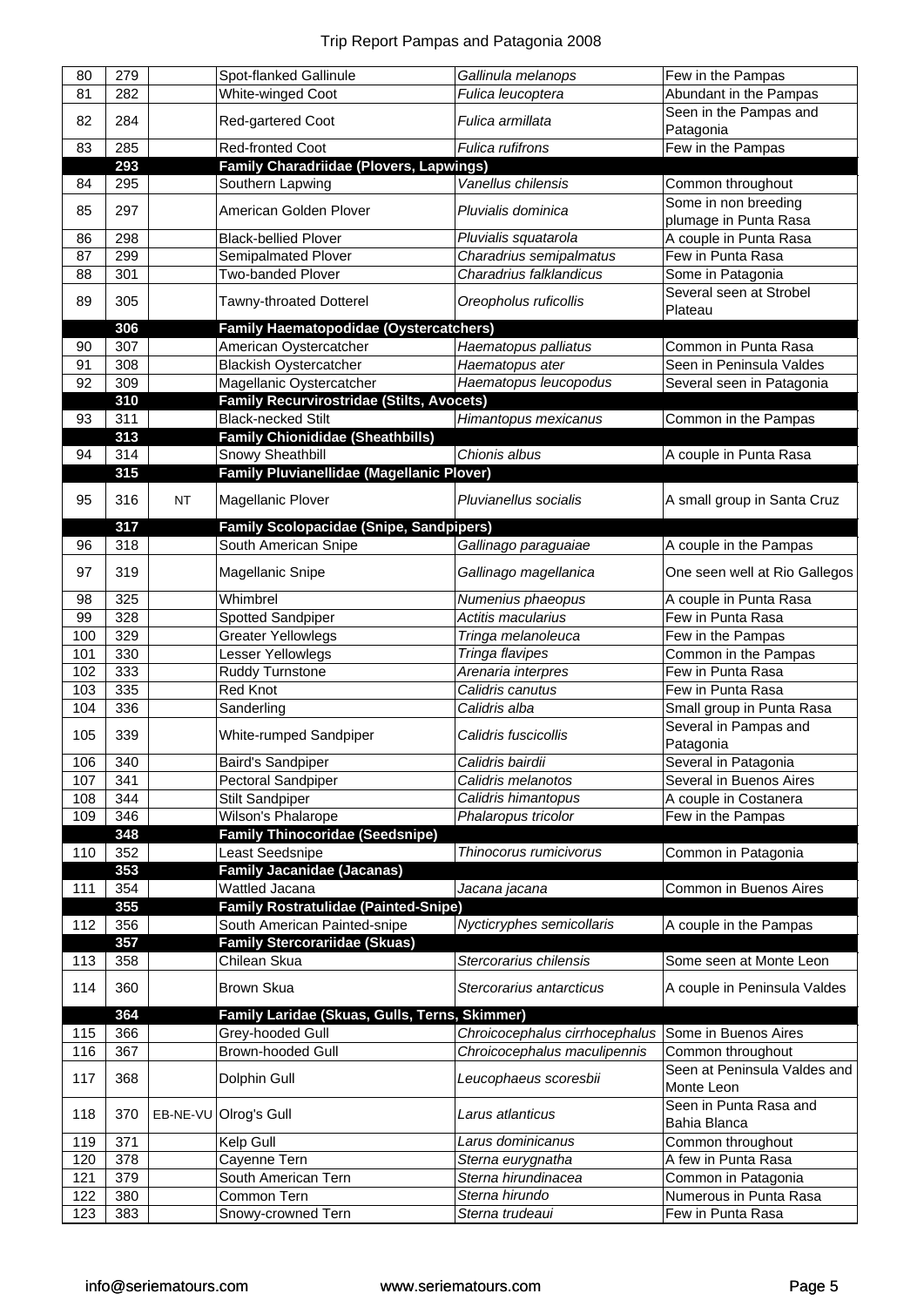| | | | | | |
|---|---|---|---|---|---|
| 80 | 279 | | Spot-flanked Gallinule | *Gallinula melanops* | Few in the Pampas |
| 81 | 282 | | White-winged Coot | *Fulica leucoptera* | Abundant in the Pampas |
| 82 | 284 | | Red-gartered Coot | *Fulica armillata* | Seen in the Pampas and Patagonia |
| 83 | 285 | | Red-fronted Coot | *Fulica rufifrons* | Few in the Pampas |
| | **293** | | **Family Charadriidae (Plovers, Lapwings)** | | |
| 84 | 295 | | Southern Lapwing | *Vanellus chilensis* | Common throughout |
| 85 | 297 | | American Golden Plover | *Pluvialis dominica* | Some in non breeding plumage in Punta Rasa |
| 86 | 298 | | Black-bellied Plover | *Pluvialis squatarola* | A couple in Punta Rasa |
| 87 | 299 | | Semipalmated Plover | *Charadrius semipalmatus* | Few in Punta Rasa |
| 88 | 301 | | Two-banded Plover | *Charadrius falklandicus* | Some in Patagonia |
| 89 | 305 | | Tawny-throated Dotterel | *Oreopholus ruficollis* | Several seen at Strobel Plateau |
| | **306** | | **Family Haematopodidae (Oystercatchers)** | | |
| 90 | 307 | | American Oystercatcher | *Haematopus palliatus* | Common in Punta Rasa |
| 91 | 308 | | Blackish Oystercatcher | *Haematopus ater* | Seen in Peninsula Valdes |
| 92 | 309 | | Magellanic Oystercatcher | *Haematopus leucopodus* | Several seen in Patagonia |
| | **310** | | **Family Recurvirostridae (Stilts, Avocets)** | | |
| 93 | 311 | | Black-necked Stilt | *Himantopus mexicanus* | Common in the Pampas |
| | **313** | | **Family Chionididae (Sheathbills)** | | |
| 94 | 314 | | Snowy Sheathbill | *Chionis albus* | A couple in Punta Rasa |
| | **315** | | **Family Pluvianellidae (Magellanic Plover)** | | |
| 95 | 316 | NT | Magellanic Plover | *Pluvianellus socialis* | A small group in Santa Cruz |
| | **317** | | **Family Scolopacidae (Snipe, Sandpipers)** | | |
| 96 | 318 | | South American Snipe | *Gallinago paraguaiae* | A couple in the Pampas |
| 97 | 319 | | Magellanic Snipe | *Gallinago magellanica* | One seen well at Rio Gallegos |
| 98 | 325 | | Whimbrel | *Numenius phaeopus* | A couple in Punta Rasa |
| 99 | 328 | | Spotted Sandpiper | *Actitis macularius* | Few in Punta Rasa |
| 100 | 329 | | Greater Yellowlegs | *Tringa melanoleuca* | Few in the Pampas |
| 101 | 330 | | Lesser Yellowlegs | *Tringa flavipes* | Common in the Pampas |
| 102 | 333 | | Ruddy Turnstone | *Arenaria interpres* | Few in Punta Rasa |
| 103 | 335 | | Red Knot | *Calidris canutus* | Few in Punta Rasa |
| 104 | 336 | | Sanderling | *Calidris alba* | Small group in Punta Rasa |
| 105 | 339 | | White-rumped Sandpiper | *Calidris fuscicollis* | Several in Pampas and Patagonia |
| 106 | 340 | | Baird's Sandpiper | *Calidris bairdii* | Several in Patagonia |
| 107 | 341 | | Pectoral Sandpiper | *Calidris melanotos* | Several in Buenos Aires |
| 108 | 344 | | Stilt Sandpiper | *Calidris himantopus* | A couple in Costanera |
| 109 | 346 | | Wilson's Phalarope | *Phalaropus tricolor* | Few in the Pampas |
| | **348** | | **Family Thinocoridae (Seedsnipe)** | | |
| 110 | 352 | | Least Seedsnipe | *Thinocorus rumicivorus* | Common in Patagonia |
| | **353** | | **Family Jacanidae (Jacanas)** | | |
| 111 | 354 | | Wattled Jacana | *Jacana jacana* | Common in Buenos Aires |
| | **355** | | **Family Rostratulidae (Painted-Snipe)** | | |
| 112 | 356 | | South American Painted-snipe | *Nycticryphes semicollaris* | A couple in the Pampas |
| | **357** | | **Family Stercorariidae (Skuas)** | | |
| 113 | 358 | | Chilean Skua | *Stercorarius chilensis* | Some seen at Monte Leon |
| 114 | 360 | | Brown Skua | *Stercorarius antarcticus* | A couple in Peninsula Valdes |
| | **364** | | **Family Laridae (Skuas, Gulls, Terns, Skimmer)** | | |
| 115 | 366 | | Grey-hooded Gull | *Chroicocephalus cirrhocephalus* | Some in Buenos Aires |
| 116 | 367 | | Brown-hooded Gull | *Chroicocephalus maculipennis* | Common throughout |
| 117 | 368 | | Dolphin Gull | *Leucophaeus scoresbii* | Seen at Peninsula Valdes and Monte Leon |
| 118 | 370 | EB-NE-VU | Olrog's Gull | *Larus atlanticus* | Seen in Punta Rasa and Bahia Blanca |
| 119 | 371 | | Kelp Gull | *Larus dominicanus* | Common throughout |
| 120 | 378 | | Cayenne Tern | *Sterna eurygnatha* | A few in Punta Rasa |
| 121 | 379 | | South American Tern | *Sterna hirundinacea* | Common in Patagonia |
| 122 | 380 | | Common Tern | *Sterna hirundo* | Numerous in Punta Rasa |
| 123 | 383 | | Snowy-crowned Tern | *Sterna trudeaui* | Few in Punta Rasa |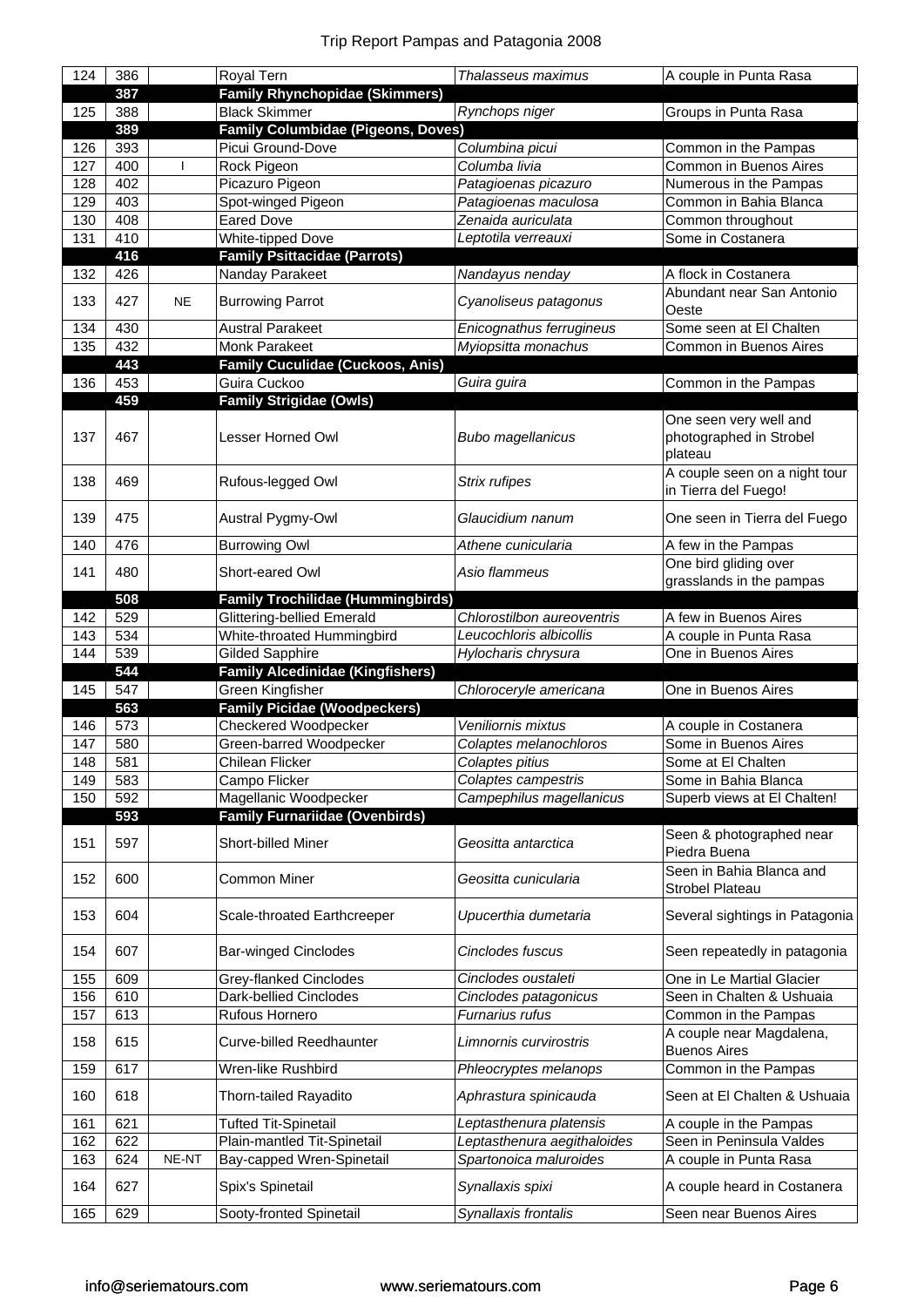| | | | | | |
|---|---|---|---|---|---|
| 124 | 386 | | Royal Tern | *Thalasseus maximus* | A couple in Punta Rasa |
| | **387** | | **Family Rhynchopidae (Skimmers)** | | |
| 125 | 388 | | Black Skimmer | *Rynchops niger* | Groups in Punta Rasa |
| | **389** | | **Family Columbidae (Pigeons, Doves)** | | |
| 126 | 393 | | Picui Ground-Dove | *Columbina picui* | Common in the Pampas |
| 127 | 400 | I | Rock Pigeon | *Columba livia* | Common in Buenos Aires |
| 128 | 402 | | Picazuro Pigeon | *Patagioenas picazuro* | Numerous in the Pampas |
| 129 | 403 | | Spot-winged Pigeon | *Patagioenas maculosa* | Common in Bahia Blanca |
| 130 | 408 | | Eared Dove | *Zenaida auriculata* | Common throughout |
| 131 | 410 | | White-tipped Dove | *Leptotila verreauxi* | Some in Costanera |
| | **416** | | **Family Psittacidae (Parrots)** | | |
| 132 | 426 | | Nanday Parakeet | *Nandayus nenday* | A flock in Costanera |
| 133 | 427 | NE | Burrowing Parrot | *Cyanoliseus patagonus* | Abundant near San Antonio Oeste |
| 134 | 430 | | Austral Parakeet | *Enicognathus ferrugineus* | Some seen at El Chalten |
| 135 | 432 | | Monk Parakeet | *Myiopsitta monachus* | Common in Buenos Aires |
| | **443** | | **Family Cuculidae (Cuckoos, Anis)** | | |
| 136 | 453 | | Guira Cuckoo | *Guira guira* | Common in the Pampas |
| | **459** | | **Family Strigidae (Owls)** | | |
| 137 | 467 | | Lesser Horned Owl | *Bubo magellanicus* | One seen very well and photographed in Strobel plateau |
| 138 | 469 | | Rufous-legged Owl | *Strix rufipes* | A couple seen on a night tour in Tierra del Fuego! |
| 139 | 475 | | Austral Pygmy-Owl | *Glaucidium nanum* | One seen in Tierra del Fuego |
| 140 | 476 | | Burrowing Owl | *Athene cunicularia* | A few in the Pampas |
| 141 | 480 | | Short-eared Owl | *Asio flammeus* | One bird gliding over grasslands in the pampas |
| | **508** | | **Family Trochilidae (Hummingbirds)** | | |
| 142 | 529 | | Glittering-bellied Emerald | *Chlorostilbon aureoventris* | A few in Buenos Aires |
| 143 | 534 | | White-throated Hummingbird | *Leucochloris albicollis* | A couple in Punta Rasa |
| 144 | 539 | | Gilded Sapphire | *Hylocharis chrysura* | One in Buenos Aires |
| | **544** | | **Family Alcedinidae (Kingfishers)** | | |
| 145 | 547 | | Green Kingfisher | *Chloroceryle americana* | One in Buenos Aires |
| | **563** | | **Family Picidae (Woodpeckers)** | | |
| 146 | 573 | | Checkered Woodpecker | *Veniliornis mixtus* | A couple in Costanera |
| 147 | 580 | | Green-barred Woodpecker | *Colaptes melanochloros* | Some in Buenos Aires |
| 148 | 581 | | Chilean Flicker | *Colaptes pitius* | Some at El Chalten |
| 149 | 583 | | Campo Flicker | *Colaptes campestris* | Some in Bahia Blanca |
| 150 | 592 | | Magellanic Woodpecker | *Campephilus magellanicus* | Superb views at El Chalten! |
| | **593** | | **Family Furnariidae (Ovenbirds)** | | |
| 151 | 597 | | Short-billed Miner | *Geositta antarctica* | Seen & photographed near Piedra Buena |
| 152 | 600 | | Common Miner | *Geositta cunicularia* | Seen in Bahia Blanca and Strobel Plateau |
| 153 | 604 | | Scale-throated Earthcreeper | *Upucerthia dumetaria* | Several sightings in Patagonia |
| 154 | 607 | | Bar-winged Cinclodes | *Cinclodes fuscus* | Seen repeatedly in patagonia |
| 155 | 609 | | Grey-flanked Cinclodes | *Cinclodes oustaleti* | One in Le Martial Glacier |
| 156 | 610 | | Dark-bellied Cinclodes | *Cinclodes patagonicus* | Seen in Chalten & Ushuaia |
| 157 | 613 | | Rufous Hornero | *Furnarius rufus* | Common in the Pampas |
| 158 | 615 | | Curve-billed Reedhaunter | *Limnornis curvirostris* | A couple near Magdalena, Buenos Aires |
| 159 | 617 | | Wren-like Rushbird | *Phleocryptes melanops* | Common in the Pampas |
| 160 | 618 | | Thorn-tailed Rayadito | *Aphrastura spinicauda* | Seen at El Chalten & Ushuaia |
| 161 | 621 | | Tufted Tit-Spinetail | *Leptasthenura platensis* | A couple in the Pampas |
| 162 | 622 | | Plain-mantled Tit-Spinetail | *Leptasthenura aegithaloides* | Seen in Peninsula Valdes |
| 163 | 624 | NE-NT | Bay-capped Wren-Spinetail | *Spartonoica maluroides* | A couple in Punta Rasa |
| 164 | 627 | | Spix's Spinetail | *Synallaxis spixi* | A couple heard in Costanera |
| 165 | 629 | | Sooty-fronted Spinetail | *Synallaxis frontalis* | Seen near Buenos Aires |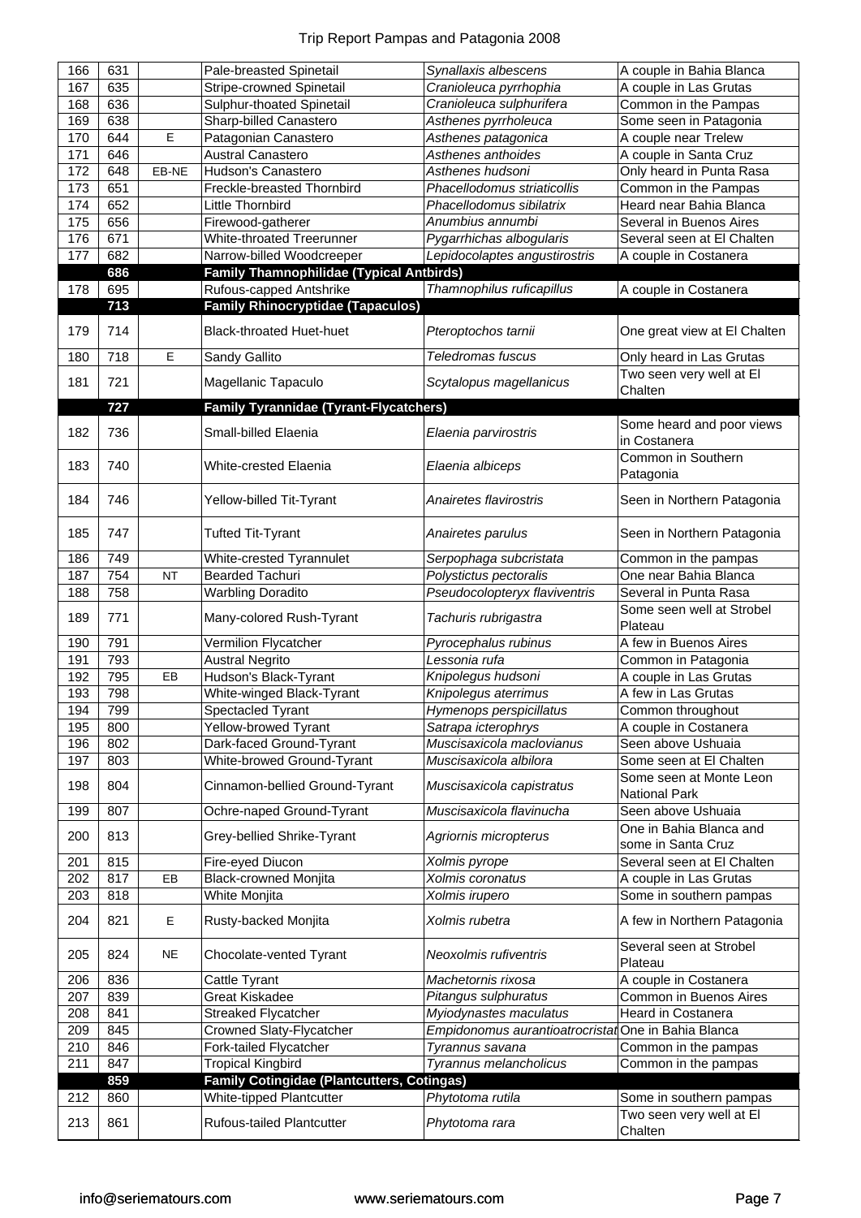| | | | | | |
|---|---|---|---|---|---|
| 166 | 631 | | Pale-breasted Spinetail | *Synallaxis albescens* | A couple in Bahia Blanca |
| 167 | 635 | | Stripe-crowned Spinetail | *Cranioleuca pyrrhophia* | A couple in Las Grutas |
| 168 | 636 | | Sulphur-thoated Spinetail | *Cranioleuca sulphurifera* | Common in the Pampas |
| 169 | 638 | | Sharp-billed Canastero | *Asthenes pyrrholeuca* | Some seen in Patagonia |
| 170 | 644 | E | Patagonian Canastero | *Asthenes patagonica* | A couple near Trelew |
| 171 | 646 | | Austral Canastero | *Asthenes anthoides* | A couple in Santa Cruz |
| 172 | 648 | EB-NE | Hudson's Canastero | *Asthenes hudsoni* | Only heard in Punta Rasa |
| 173 | 651 | | Freckle-breasted Thornbird | *Phacellodomus striaticollis* | Common in the Pampas |
| 174 | 652 | | Little Thornbird | *Phacellodomus sibilatrix* | Heard near Bahia Blanca |
| 175 | 656 | | Firewood-gatherer | *Anumbius annumbi* | Several in Buenos Aires |
| 176 | 671 | | White-throated Treerunner | *Pygarrhichas albogularis* | Several seen at El Chalten |
| 177 | 682 | | Narrow-billed Woodcreeper | *Lepidocolaptes angustirostris* | A couple in Costanera |
| | **686** | | **Family Thamnophilidae (Typical Antbirds)** | | |
| 178 | 695 | | Rufous-capped Antshrike | *Thamnophilus ruficapillus* | A couple in Costanera |
| | **713** | | **Family Rhinocryptidae (Tapaculos)** | | |
| 179 | 714 | | Black-throated Huet-huet | *Pteroptochos tarnii* | One great view at El Chalten |
| 180 | 718 | E | Sandy Gallito | *Teledromas fuscus* | Only heard in Las Grutas |
| 181 | 721 | | Magellanic Tapaculo | *Scytalopus magellanicus* | Two seen very well at El Chalten |
| | **727** | | **Family Tyrannidae (Tyrant-Flycatchers)** | | |
| 182 | 736 | | Small-billed Elaenia | *Elaenia parvirostris* | Some heard and poor views in Costanera |
| 183 | 740 | | White-crested Elaenia | *Elaenia albiceps* | Common in Southern Patagonia |
| 184 | 746 | | Yellow-billed Tit-Tyrant | *Anairetes flavirostris* | Seen in Northern Patagonia |
| 185 | 747 | | Tufted Tit-Tyrant | *Anairetes parulus* | Seen in Northern Patagonia |
| 186 | 749 | | White-crested Tyrannulet | *Serpophaga subcristata* | Common in the pampas |
| 187 | 754 | NT | Bearded Tachuri | *Polystictus pectoralis* | One near Bahia Blanca |
| 188 | 758 | | Warbling Doradito | *Pseudocolopteryx flaviventris* | Several in Punta Rasa |
| 189 | 771 | | Many-colored Rush-Tyrant | *Tachuris rubrigastra* | Some seen well at Strobel Plateau |
| 190 | 791 | | Vermilion Flycatcher | *Pyrocephalus rubinus* | A few in Buenos Aires |
| 191 | 793 | | Austral Negrito | *Lessonia rufa* | Common in Patagonia |
| 192 | 795 | EB | Hudson's Black-Tyrant | *Knipolegus hudsoni* | A couple in Las Grutas |
| 193 | 798 | | White-winged Black-Tyrant | *Knipolegus aterrimus* | A few in Las Grutas |
| 194 | 799 | | Spectacled Tyrant | *Hymenops perspicillatus* | Common throughout |
| 195 | 800 | | Yellow-browed Tyrant | *Satrapa icterophrys* | A couple in Costanera |
| 196 | 802 | | Dark-faced Ground-Tyrant | *Muscisaxicola maclovianus* | Seen above Ushuaia |
| 197 | 803 | | White-browed Ground-Tyrant | *Muscisaxicola albilora* | Some seen at El Chalten |
| 198 | 804 | | Cinnamon-bellied Ground-Tyrant | *Muscisaxicola capistratus* | Some seen at Monte Leon National Park |
| 199 | 807 | | Ochre-naped Ground-Tyrant | *Muscisaxicola flavinucha* | Seen above Ushuaia |
| 200 | 813 | | Grey-bellied Shrike-Tyrant | *Agriornis micropterus* | One in Bahia Blanca and some in Santa Cruz |
| 201 | 815 | | Fire-eyed Diucon | *Xolmis pyrope* | Several seen at El Chalten |
| 202 | 817 | EB | Black-crowned Monjita | *Xolmis coronatus* | A couple in Las Grutas |
| 203 | 818 | | White Monjita | *Xolmis irupero* | Some in southern pampas |
| 204 | 821 | E | Rusty-backed Monjita | *Xolmis rubetra* | A few in Northern Patagonia |
| 205 | 824 | NE | Chocolate-vented Tyrant | *Neoxolmis rufiventris* | Several seen at Strobel Plateau |
| 206 | 836 | | Cattle Tyrant | *Machetornis rixosa* | A couple in Costanera |
| 207 | 839 | | Great Kiskadee | *Pitangus sulphuratus* | Common in Buenos Aires |
| 208 | 841 | | Streaked Flycatcher | *Myiodynastes maculatus* | Heard in Costanera |
| 209 | 845 | | Crowned Slaty-Flycatcher | *Empidonomus aurantioatrocristat* | One in Bahia Blanca |
| 210 | 846 | | Fork-tailed Flycatcher | *Tyrannus savana* | Common in the pampas |
| 211 | 847 | | Tropical Kingbird | *Tyrannus melancholicus* | Common in the pampas |
| | **859** | | **Family Cotingidae (Plantcutters, Cotingas)** | | |
| 212 | 860 | | White-tipped Plantcutter | *Phytotoma rutila* | Some in southern pampas |
| 213 | 861 | | Rufous-tailed Plantcutter | *Phytotoma rara* | Two seen very well at El Chalten |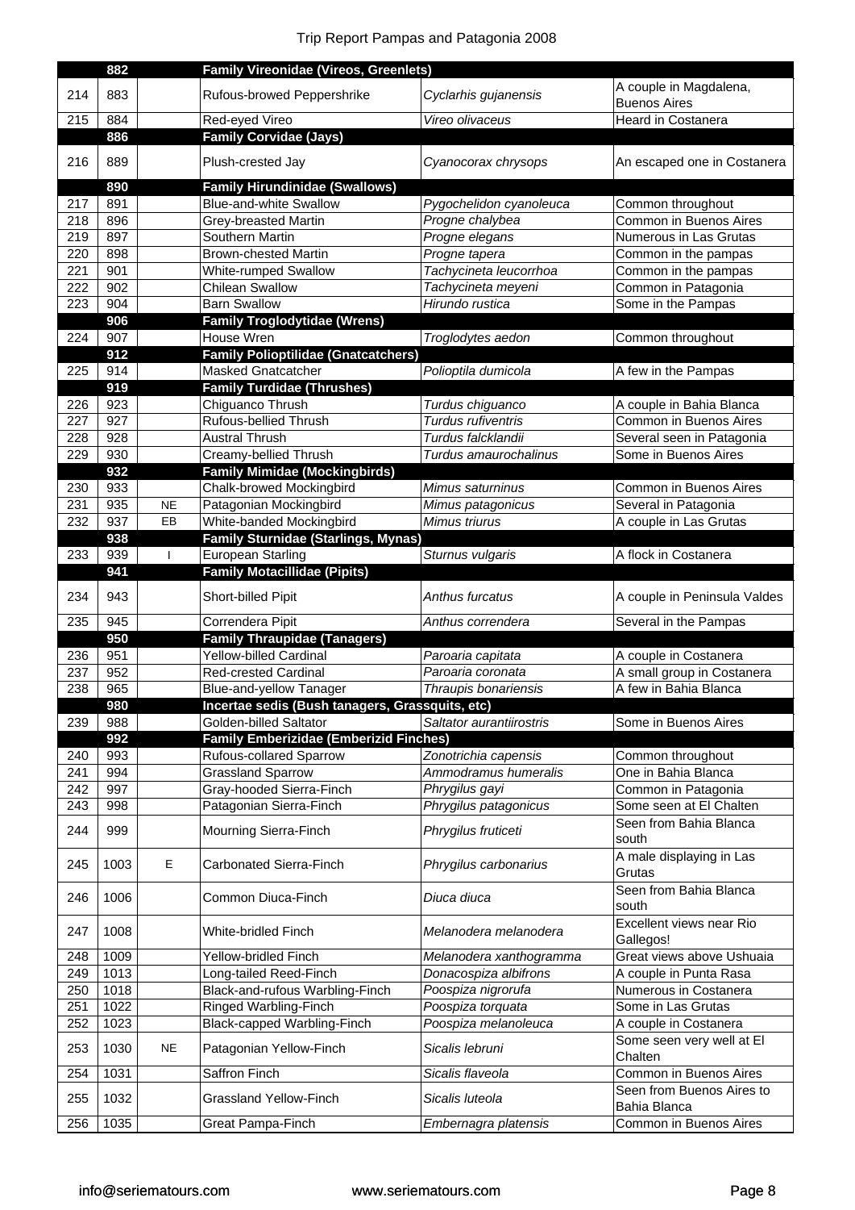| | | | | | |
|---|---|---|---|---|---|
| | 882 | | **Family Vireonidae (Vireos, Greenlets)** | | |
| 214 | 883 | | Rufous-browed Peppershrike | *Cyclarhis gujanensis* | A couple in Magdalena, Buenos Aires |
| 215 | 884 | | Red-eyed Vireo | *Vireo olivaceus* | Heard in Costanera |
| | 886 | | **Family Corvidae (Jays)** | | |
| 216 | 889 | | Plush-crested Jay | *Cyanocorax chrysops* | An escaped one in Costanera |
| | 890 | | **Family Hirundinidae (Swallows)** | | |
| 217 | 891 | | Blue-and-white Swallow | *Pygochelidon cyanoleuca* | Common throughout |
| 218 | 896 | | Grey-breasted Martin | *Progne chalybea* | Common in Buenos Aires |
| 219 | 897 | | Southern Martin | *Progne elegans* | Numerous in Las Grutas |
| 220 | 898 | | Brown-chested Martin | *Progne tapera* | Common in the pampas |
| 221 | 901 | | White-rumped Swallow | *Tachycineta leucorrhoa* | Common in the pampas |
| 222 | 902 | | Chilean Swallow | *Tachycineta meyeni* | Common in Patagonia |
| 223 | 904 | | Barn Swallow | *Hirundo rustica* | Some in the Pampas |
| | 906 | | **Family Troglodytidae (Wrens)** | | |
| 224 | 907 | | House Wren | *Troglodytes aedon* | Common throughout |
| | 912 | | **Family Polioptilidae (Gnatcatchers)** | | |
| 225 | 914 | | Masked Gnatcatcher | *Polioptila dumicola* | A few in the Pampas |
| | 919 | | **Family Turdidae (Thrushes)** | | |
| 226 | 923 | | Chiguanco Thrush | *Turdus chiguanco* | A couple in Bahia Blanca |
| 227 | 927 | | Rufous-bellied Thrush | *Turdus rufiventris* | Common in Buenos Aires |
| 228 | 928 | | Austral Thrush | *Turdus falcklandii* | Several seen in Patagonia |
| 229 | 930 | | Creamy-bellied Thrush | *Turdus amaurochalinus* | Some in Buenos Aires |
| | 932 | | **Family Mimidae (Mockingbirds)** | | |
| 230 | 933 | | Chalk-browed Mockingbird | *Mimus saturninus* | Common in Buenos Aires |
| 231 | 935 | NE | Patagonian Mockingbird | *Mimus patagonicus* | Several in Patagonia |
| 232 | 937 | EB | White-banded Mockingbird | *Mimus triurus* | A couple in Las Grutas |
| | 938 | | **Family Sturnidae (Starlings, Mynas)** | | |
| 233 | 939 | I | European Starling | *Sturnus vulgaris* | A flock in Costanera |
| | 941 | | **Family Motacillidae (Pipits)** | | |
| 234 | 943 | | Short-billed Pipit | *Anthus furcatus* | A couple in Peninsula Valdes |
| 235 | 945 | | Correndera Pipit | *Anthus correndera* | Several in the Pampas |
| | 950 | | **Family Thraupidae (Tanagers)** | | |
| 236 | 951 | | Yellow-billed Cardinal | *Paroaria capitata* | A couple in Costanera |
| 237 | 952 | | Red-crested Cardinal | *Paroaria coronata* | A small group in Costanera |
| 238 | 965 | | Blue-and-yellow Tanager | *Thraupis bonariensis* | A few in Bahia Blanca |
| | 980 | | **Incertae sedis (Bush tanagers, Grassquits, etc)** | | |
| 239 | 988 | | Golden-billed Saltator | *Saltator aurantiirostris* | Some in Buenos Aires |
| | 992 | | **Family Emberizidae (Emberizid Finches)** | | |
| 240 | 993 | | Rufous-collared Sparrow | *Zonotrichia capensis* | Common throughout |
| 241 | 994 | | Grassland Sparrow | *Ammodramus humeralis* | One in Bahia Blanca |
| 242 | 997 | | Gray-hooded Sierra-Finch | *Phrygilus gayi* | Common in Patagonia |
| 243 | 998 | | Patagonian Sierra-Finch | *Phrygilus patagonicus* | Some seen at El Chalten |
| 244 | 999 | | Mourning Sierra-Finch | *Phrygilus fruticeti* | Seen from Bahia Blanca south |
| 245 | 1003 | E | Carbonated Sierra-Finch | *Phrygilus carbonarius* | A male displaying in Las Grutas |
| 246 | 1006 | | Common Diuca-Finch | *Diuca diuca* | Seen from Bahia Blanca south |
| 247 | 1008 | | White-bridled Finch | *Melanodera melanodera* | Excellent views near Rio Gallegos! |
| 248 | 1009 | | Yellow-bridled Finch | *Melanodera xanthogramma* | Great views above Ushuaia |
| 249 | 1013 | | Long-tailed Reed-Finch | *Donacospiza albifrons* | A couple in Punta Rasa |
| 250 | 1018 | | Black-and-rufous Warbling-Finch | *Poospiza nigrorufa* | Numerous in Costanera |
| 251 | 1022 | | Ringed Warbling-Finch | *Poospiza torquata* | Some in Las Grutas |
| 252 | 1023 | | Black-capped Warbling-Finch | *Poospiza melanoleuca* | A couple in Costanera |
| 253 | 1030 | NE | Patagonian Yellow-Finch | *Sicalis lebruni* | Some seen very well at El Chalten |
| 254 | 1031 | | Saffron Finch | *Sicalis flaveola* | Common in Buenos Aires |
| 255 | 1032 | | Grassland Yellow-Finch | *Sicalis luteola* | Seen from Buenos Aires to Bahia Blanca |
| 256 | 1035 | | Great Pampa-Finch | *Embernagra platensis* | Common in Buenos Aires |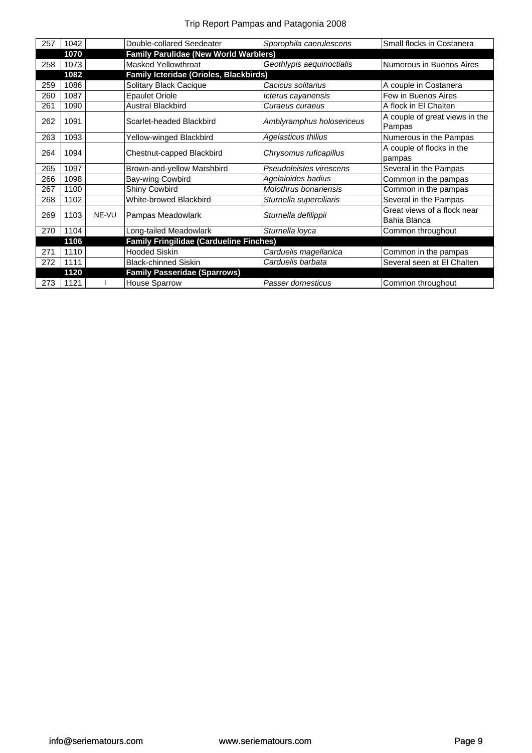| | | | | | |
|---|---|---|---|---|---|
| 257 | 1042 | | Double-collared Seedeater | *Sporophila caerulescens* | Small flocks in Costanera |
| | **1070** | | **Family Parulidae (New World Warblers)** | | |
| 258 | 1073 | | Masked Yellowthroat | *Geothlypis aequinoctialis* | Numerous in Buenos Aires |
| | **1082** | | **Family Icteridae (Orioles, Blackbirds)** | | |
| 259 | 1086 | | Solitary Black Cacique | *Cacicus solitarius* | A couple in Costanera |
| 260 | 1087 | | Epaulet Oriole | *Icterus cayanensis* | Few in Buenos Aires |
| 261 | 1090 | | Austral Blackbird | *Curaeus curaeus* | A flock in El Chalten |
| 262 | 1091 | | Scarlet-headed Blackbird | *Amblyramphus holosericeus* | A couple of great views in the Pampas |
| 263 | 1093 | | Yellow-winged Blackbird | *Agelasticus thilius* | Numerous in the Pampas |
| 264 | 1094 | | Chestnut-capped Blackbird | *Chrysomus ruficapillus* | A couple of flocks in the pampas |
| 265 | 1097 | | Brown-and-yellow Marshbird | *Pseudoleistes virescens* | Several in the Pampas |
| 266 | 1098 | | Bay-wing Cowbird | *Agelaioides badius* | Common in the pampas |
| 267 | 1100 | | Shiny Cowbird | *Molothrus bonariensis* | Common in the pampas |
| 268 | 1102 | | White-browed Blackbird | *Sturnella superciliaris* | Several in the Pampas |
| 269 | 1103 | NE-VU | Pampas Meadowlark | *Sturnella defilippii* | Great views of a flock near Bahia Blanca |
| 270 | 1104 | | Long-tailed Meadowlark | *Sturnella loyca* | Common throughout |
| | **1106** | | **Family Fringilidae (Cardueline Finches)** | | |
| 271 | 1110 | | Hooded Siskin | *Carduelis magellanica* | Common in the pampas |
| 272 | 1111 | | Black-chinned Siskin | *Carduelis barbata* | Several seen at El Chalten |
| | **1120** | | **Family Passeridae (Sparrows)** | | |
| 273 | 1121 | I | House Sparrow | *Passer domesticus* | Common throughout |